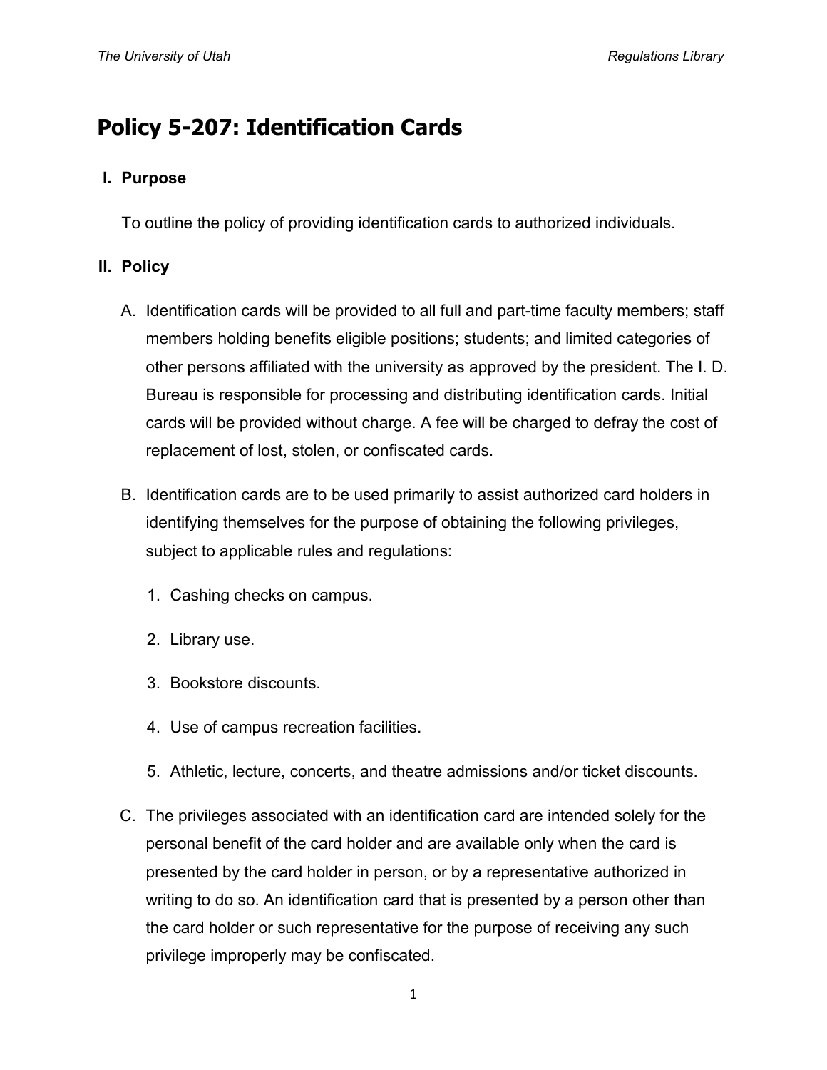# Policy 5-207: Identification Cards

## I. Purpose

To outline the policy of providing identification cards to authorized individuals.

## II. Policy

A. Identification cards will be provided to all full and part-time faculty members; staff members holding benefits eligible positions; students; and limited categories of other persons affiliated with the university as approved by the president. The I. D. Bureau is responsible for processing and distributing identification cards. Initial cards will be provided without charge. A fee will be charged to defray the cost of replacement of lost, stolen, or confiscated cards.

B. Identification cards are to be used primarily to assist authorized card holders in identifying themselves for the purpose of obtaining the following privileges, subject to applicable rules and regulations:

   1. Cashing checks on campus.
   2. Library use.
   3. Bookstore discounts.
   4. Use of campus recreation facilities.
   5. Athletic, lecture, concerts, and theatre admissions and/or ticket discounts.

C. The privileges associated with an identification card are intended solely for the personal benefit of the card holder and are available only when the card is presented by the card holder in person, or by a representative authorized in writing to do so. An identification card that is presented by a person other than the card holder or such representative for the purpose of receiving any such privilege improperly may be confiscated.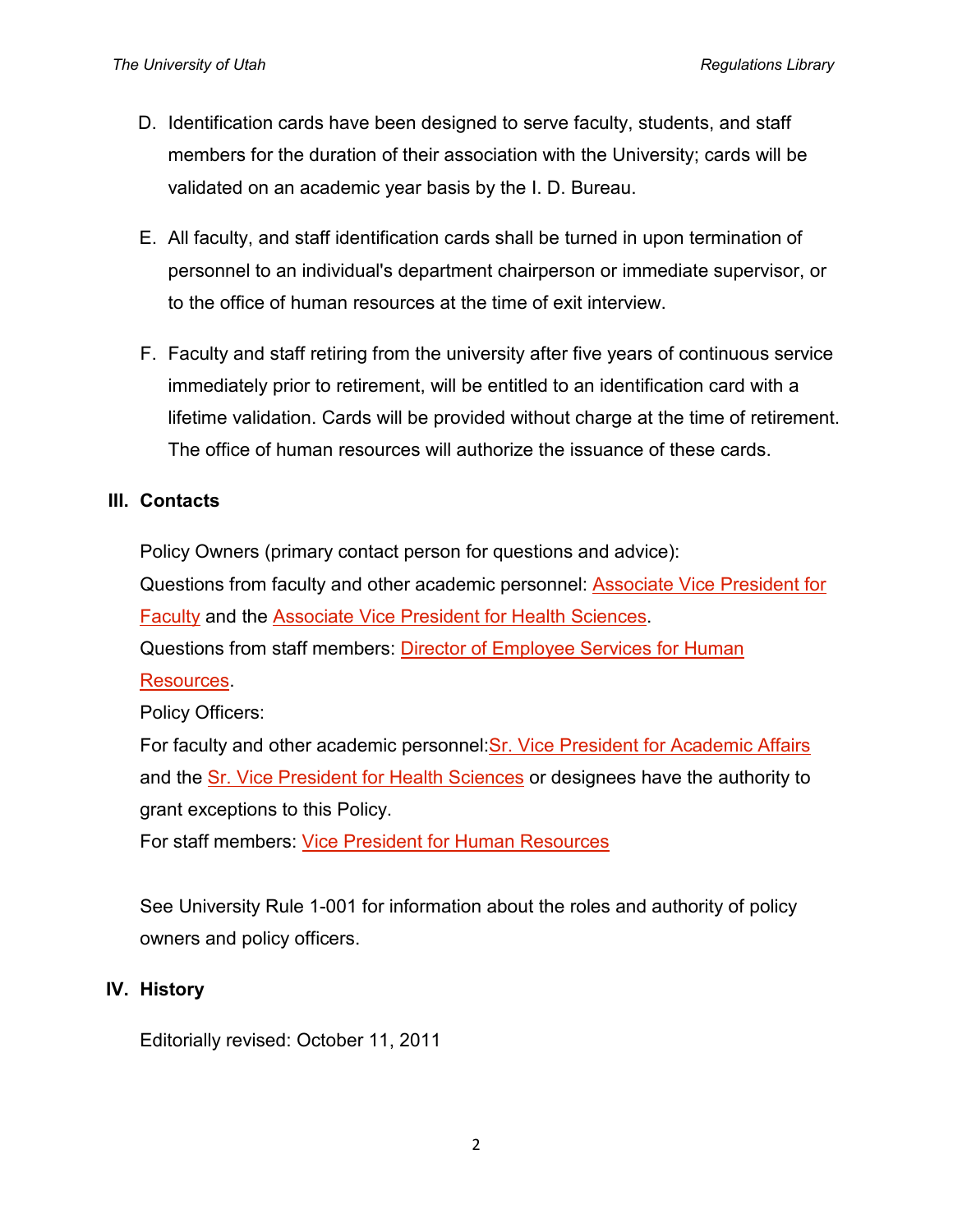D. Identification cards have been designed to serve faculty, students, and staff members for the duration of their association with the University; cards will be validated on an academic year basis by the I. D. Bureau.

E. All faculty, and staff identification cards shall be turned in upon termination of personnel to an individual's department chairperson or immediate supervisor, or to the office of human resources at the time of exit interview.

F. Faculty and staff retiring from the university after five years of continuous service immediately prior to retirement, will be entitled to an identification card with a lifetime validation. Cards will be provided without charge at the time of retirement. The office of human resources will authorize the issuance of these cards.

## III. Contacts

Policy Owners (primary contact person for questions and advice):
Questions from faculty and other academic personnel: Associate Vice President for Faculty and the Associate Vice President for Health Sciences.
Questions from staff members: Director of Employee Services for Human Resources.
Policy Officers:
For faculty and other academic personnel:Sr. Vice President for Academic Affairs and the Sr. Vice President for Health Sciences or designees have the authority to grant exceptions to this Policy.
For staff members: Vice President for Human Resources

See University Rule 1-001 for information about the roles and authority of policy owners and policy officers.

## IV. History

Editorially revised: October 11, 2011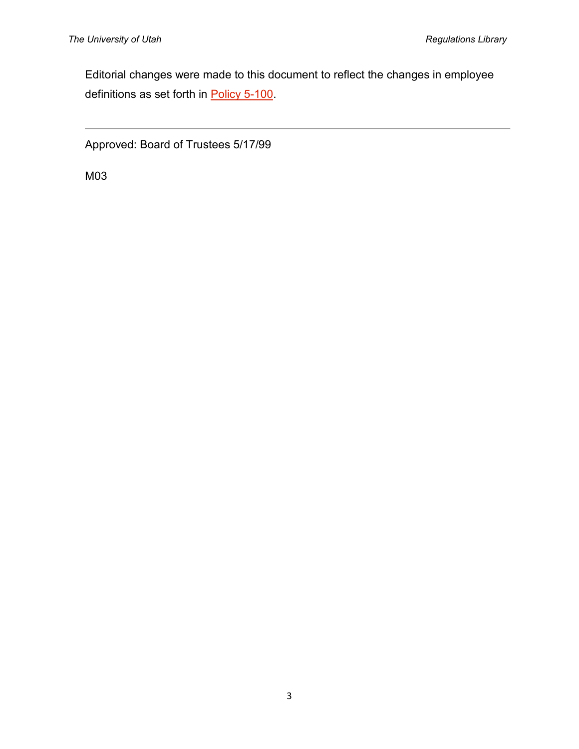Editorial changes were made to this document to reflect the changes in employee definitions as set forth in Policy 5-100.

---

Approved: Board of Trustees 5/17/99

M03